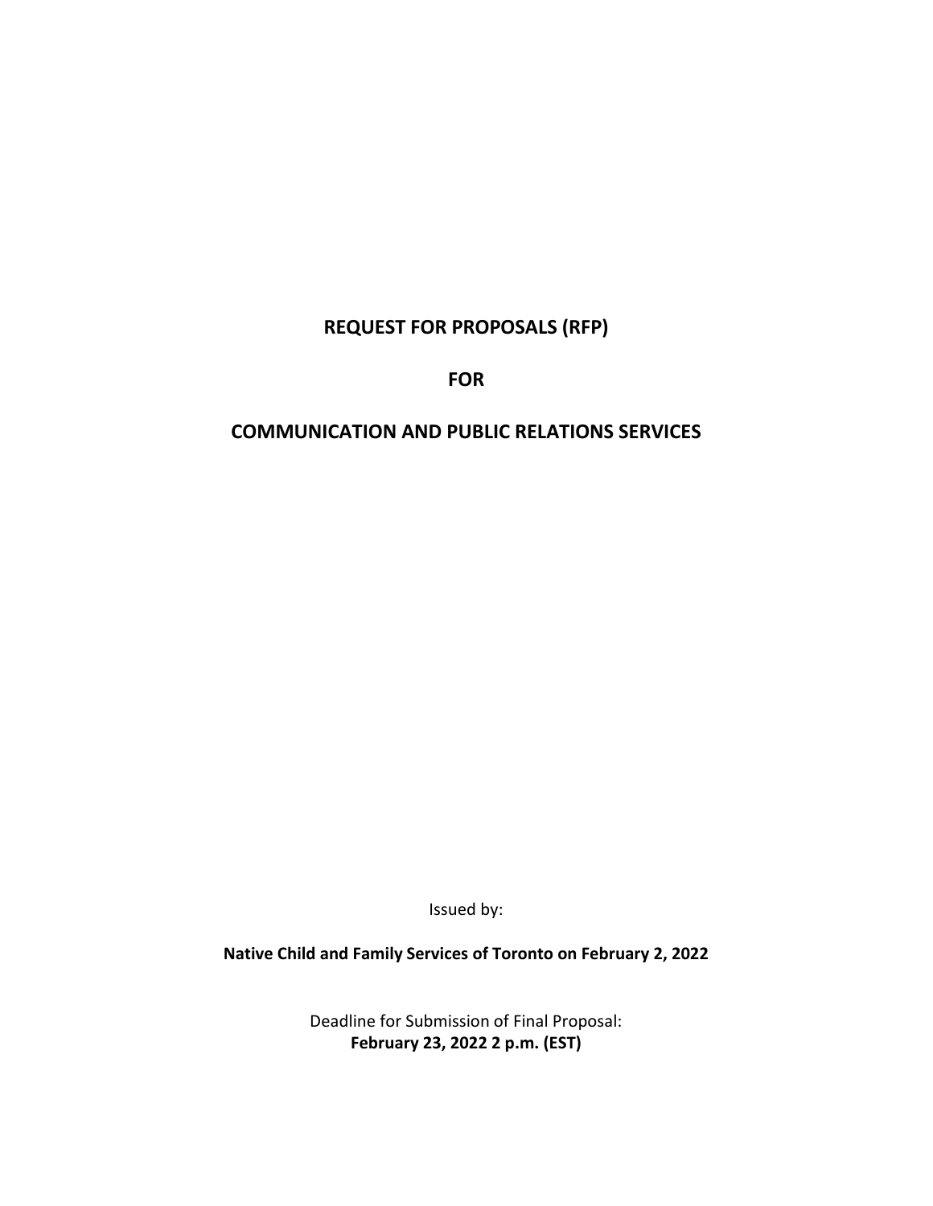# REQUEST FOR PROPOSALS (RFP)

# FOR

# COMMUNICATION AND PUBLIC RELATIONS SERVICES

Issued by:

**Native Child and Family Services of Toronto on February 2, 2022**

Deadline for Submission of Final Proposal:
**February 23, 2022 2 p.m. (EST)**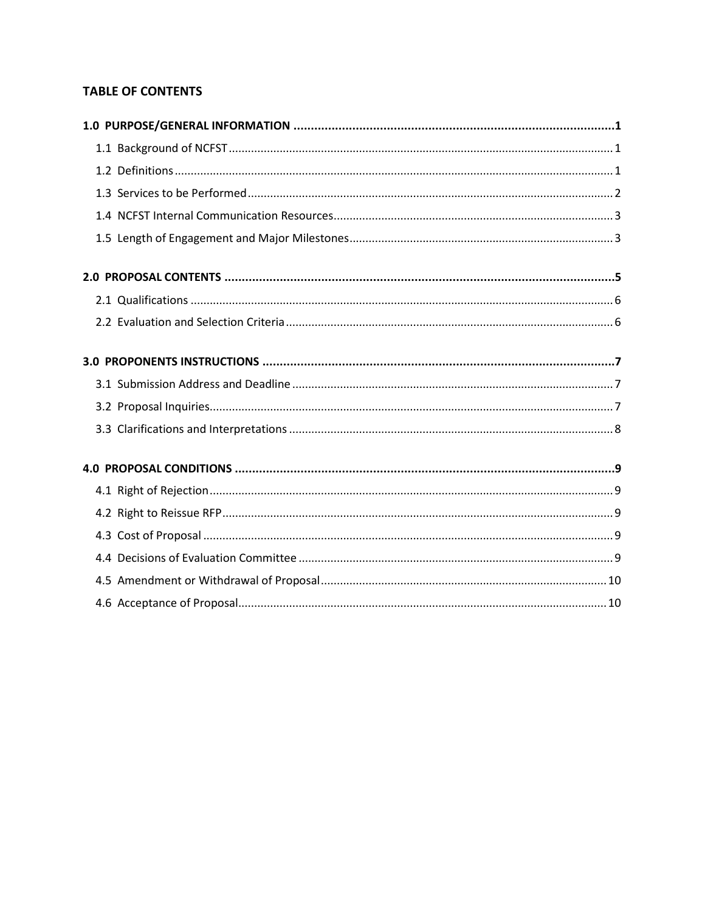## TABLE OF CONTENTS

**1.0 PURPOSE/GENERAL INFORMATION .................................................. 1**

1.1 Background of NCFST ................................................................ 1

1.2 Definitions ................................................................................ 1

1.3 Services to be Performed ............................................................. 2

1.4 NCFST Internal Communication Resources .................................. 3

1.5 Length of Engagement and Major Milestones ................................. 3

**2.0 PROPOSAL CONTENTS ................................................................ 5**

2.1 Qualifications ............................................................................. 6

2.2 Evaluation and Selection Criteria ................................................. 6

**3.0 PROPONENTS INSTRUCTIONS ...................................................... 7**

3.1 Submission Address and Deadline ................................................ 7

3.2 Proposal Inquiries ....................................................................... 7

3.3 Clarifications and Interpretations ................................................. 8

**4.0 PROPOSAL CONDITIONS ............................................................. 9**

4.1 Right of Rejection ....................................................................... 9

4.2 Right to Reissue RFP ................................................................... 9

4.3 Cost of Proposal ......................................................................... 9

4.4 Decisions of Evaluation Committee .............................................. 9

4.5 Amendment or Withdrawal of Proposal ......................................... 10

4.6 Acceptance of Proposal ............................................................... 10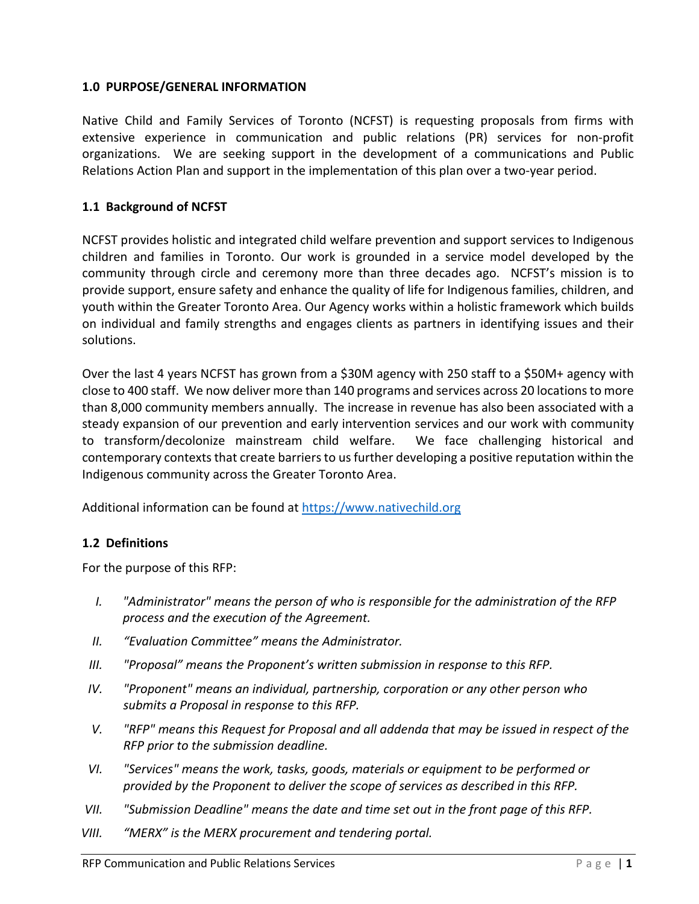### 1.0 PURPOSE/GENERAL INFORMATION

Native Child and Family Services of Toronto (NCFST) is requesting proposals from firms with extensive experience in communication and public relations (PR) services for non-profit organizations. We are seeking support in the development of a communications and Public Relations Action Plan and support in the implementation of this plan over a two-year period.

### 1.1 Background of NCFST

NCFST provides holistic and integrated child welfare prevention and support services to Indigenous children and families in Toronto. Our work is grounded in a service model developed by the community through circle and ceremony more than three decades ago. NCFST's mission is to provide support, ensure safety and enhance the quality of life for Indigenous families, children, and youth within the Greater Toronto Area. Our Agency works within a holistic framework which builds on individual and family strengths and engages clients as partners in identifying issues and their solutions.

Over the last 4 years NCFST has grown from a $30M agency with 250 staff to a $50M+ agency with close to 400 staff. We now deliver more than 140 programs and services across 20 locations to more than 8,000 community members annually. The increase in revenue has also been associated with a steady expansion of our prevention and early intervention services and our work with community to transform/decolonize mainstream child welfare. We face challenging historical and contemporary contexts that create barriers to us further developing a positive reputation within the Indigenous community across the Greater Toronto Area.

Additional information can be found at [https://www.nativechild.org](https://www.nativechild.org)

### 1.2 Definitions

For the purpose of this RFP:

I. *"Administrator" means the person of who is responsible for the administration of the RFP process and the execution of the Agreement.*

II. *"Evaluation Committee" means the Administrator.*

III. *"Proposal" means the Proponent's written submission in response to this RFP.*

IV. *"Proponent" means an individual, partnership, corporation or any other person who submits a Proposal in response to this RFP.*

V. *"RFP" means this Request for Proposal and all addenda that may be issued in respect of the RFP prior to the submission deadline.*

VI. *"Services" means the work, tasks, goods, materials or equipment to be performed or provided by the Proponent to deliver the scope of services as described in this RFP.*

VII. *"Submission Deadline" means the date and time set out in the front page of this RFP.*

VIII. *"MERX" is the MERX procurement and tendering portal.*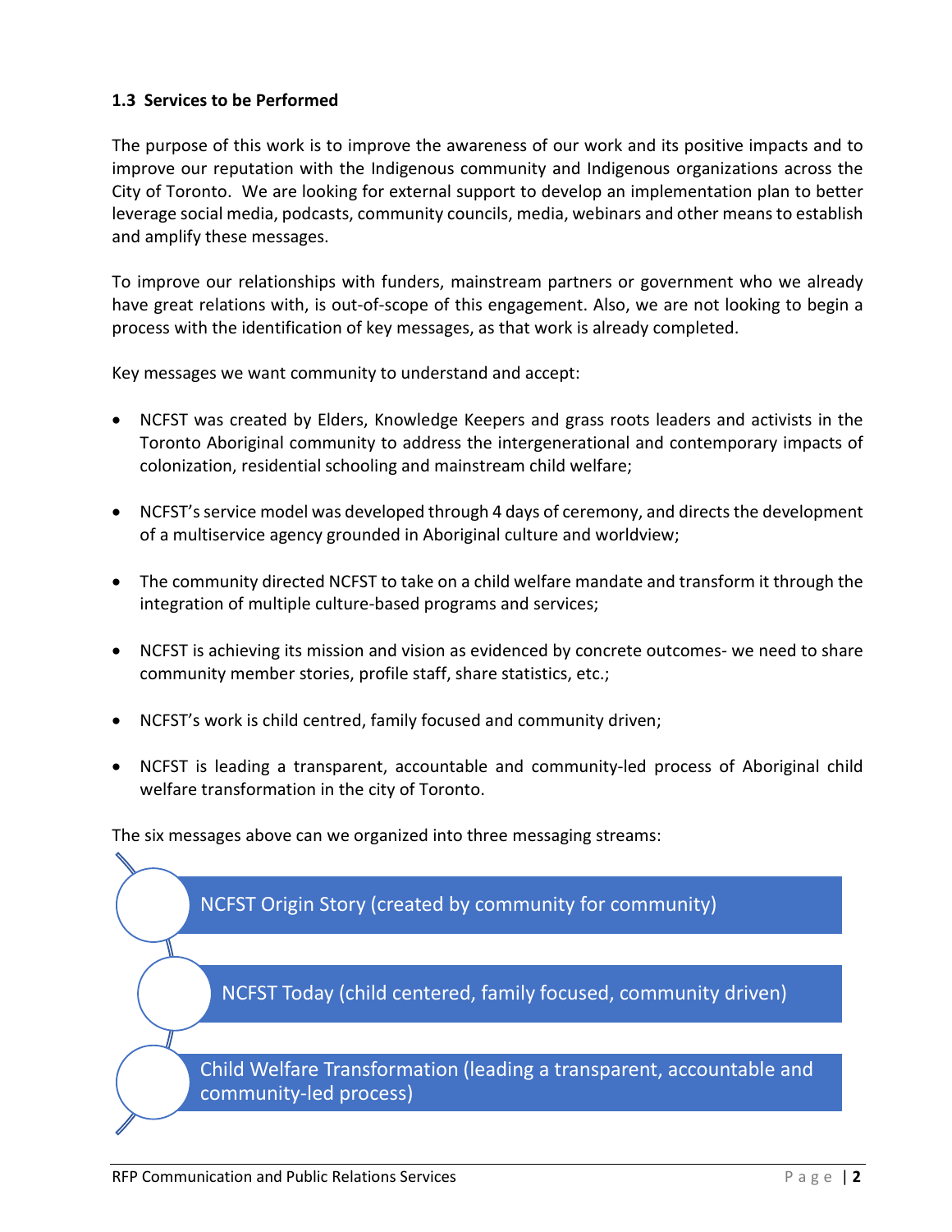### 1.3 Services to be Performed

The purpose of this work is to improve the awareness of our work and its positive impacts and to improve our reputation with the Indigenous community and Indigenous organizations across the City of Toronto. We are looking for external support to develop an implementation plan to better leverage social media, podcasts, community councils, media, webinars and other means to establish and amplify these messages.

To improve our relationships with funders, mainstream partners or government who we already have great relations with, is out-of-scope of this engagement. Also, we are not looking to begin a process with the identification of key messages, as that work is already completed.

Key messages we want community to understand and accept:

- NCFST was created by Elders, Knowledge Keepers and grass roots leaders and activists in the Toronto Aboriginal community to address the intergenerational and contemporary impacts of colonization, residential schooling and mainstream child welfare;
- NCFST's service model was developed through 4 days of ceremony, and directs the development of a multiservice agency grounded in Aboriginal culture and worldview;
- The community directed NCFST to take on a child welfare mandate and transform it through the integration of multiple culture-based programs and services;
- NCFST is achieving its mission and vision as evidenced by concrete outcomes- we need to share community member stories, profile staff, share statistics, etc.;
- NCFST's work is child centred, family focused and community driven;
- NCFST is leading a transparent, accountable and community-led process of Aboriginal child welfare transformation in the city of Toronto.

The six messages above can we organized into three messaging streams:

- NCFST Origin Story (created by community for community)
- NCFST Today (child centered, family focused, community driven)
- Child Welfare Transformation (leading a transparent, accountable and community-led process)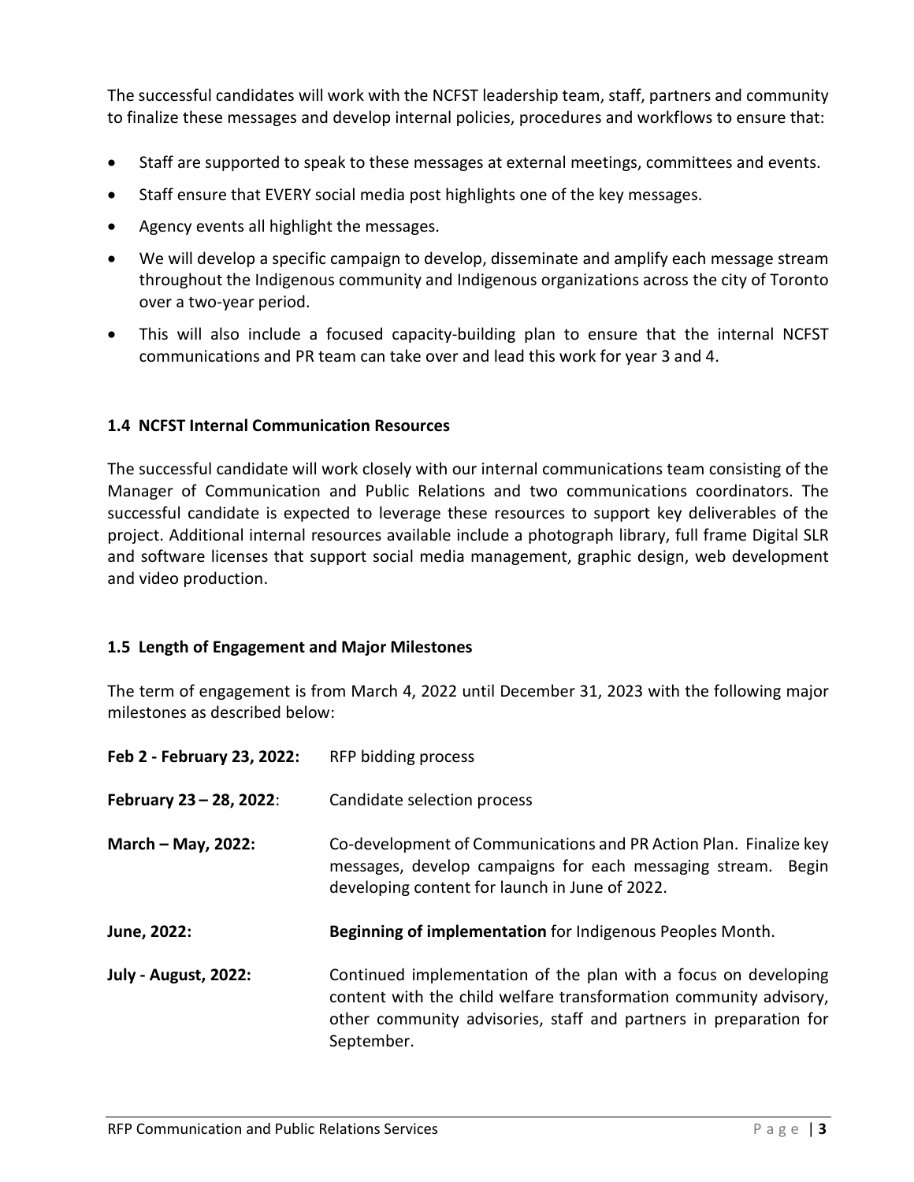The successful candidates will work with the NCFST leadership team, staff, partners and community to finalize these messages and develop internal policies, procedures and workflows to ensure that:

- Staff are supported to speak to these messages at external meetings, committees and events.
- Staff ensure that EVERY social media post highlights one of the key messages.
- Agency events all highlight the messages.
- We will develop a specific campaign to develop, disseminate and amplify each message stream throughout the Indigenous community and Indigenous organizations across the city of Toronto over a two-year period.
- This will also include a focused capacity-building plan to ensure that the internal NCFST communications and PR team can take over and lead this work for year 3 and 4.

### 1.4 NCFST Internal Communication Resources

The successful candidate will work closely with our internal communications team consisting of the Manager of Communication and Public Relations and two communications coordinators. The successful candidate is expected to leverage these resources to support key deliverables of the project. Additional internal resources available include a photograph library, full frame Digital SLR and software licenses that support social media management, graphic design, web development and video production.

### 1.5 Length of Engagement and Major Milestones

The term of engagement is from March 4, 2022 until December 31, 2023 with the following major milestones as described below:

**Feb 2 - February 23, 2022:** RFP bidding process

**February 23 – 28, 2022:** Candidate selection process

**March – May, 2022:** Co-development of Communications and PR Action Plan. Finalize key messages, develop campaigns for each messaging stream. Begin developing content for launch in June of 2022.

**June, 2022:** **Beginning of implementation** for Indigenous Peoples Month.

**July - August, 2022:** Continued implementation of the plan with a focus on developing content with the child welfare transformation community advisory, other community advisories, staff and partners in preparation for September.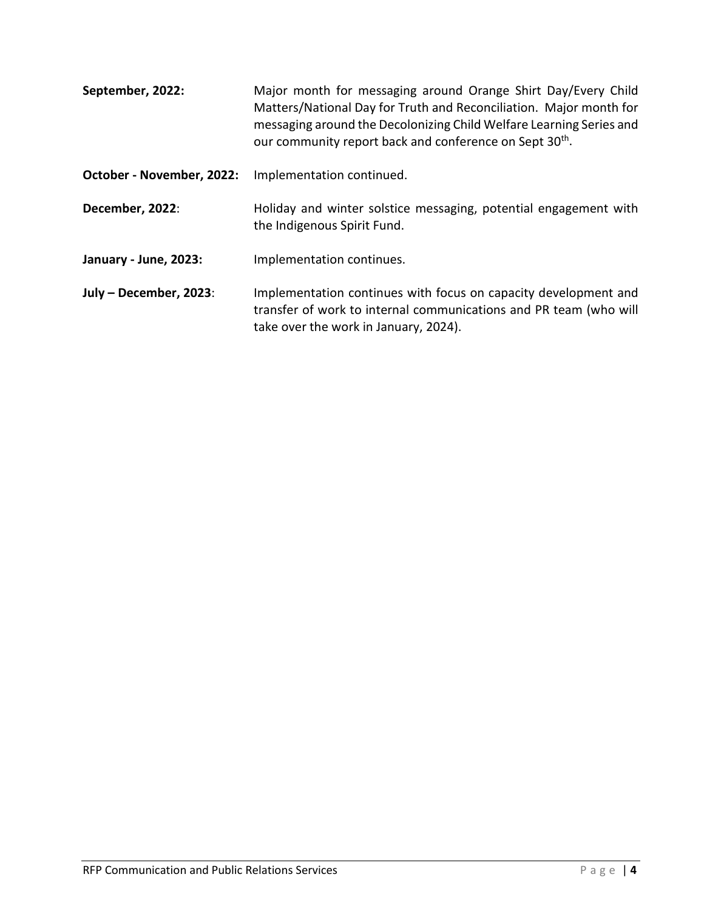**September, 2022:** Major month for messaging around Orange Shirt Day/Every Child Matters/National Day for Truth and Reconciliation. Major month for messaging around the Decolonizing Child Welfare Learning Series and our community report back and conference on Sept 30th.

**October - November, 2022:** Implementation continued.

**December, 2022**: Holiday and winter solstice messaging, potential engagement with the Indigenous Spirit Fund.

**January - June, 2023:** Implementation continues.

**July – December, 2023**: Implementation continues with focus on capacity development and transfer of work to internal communications and PR team (who will take over the work in January, 2024).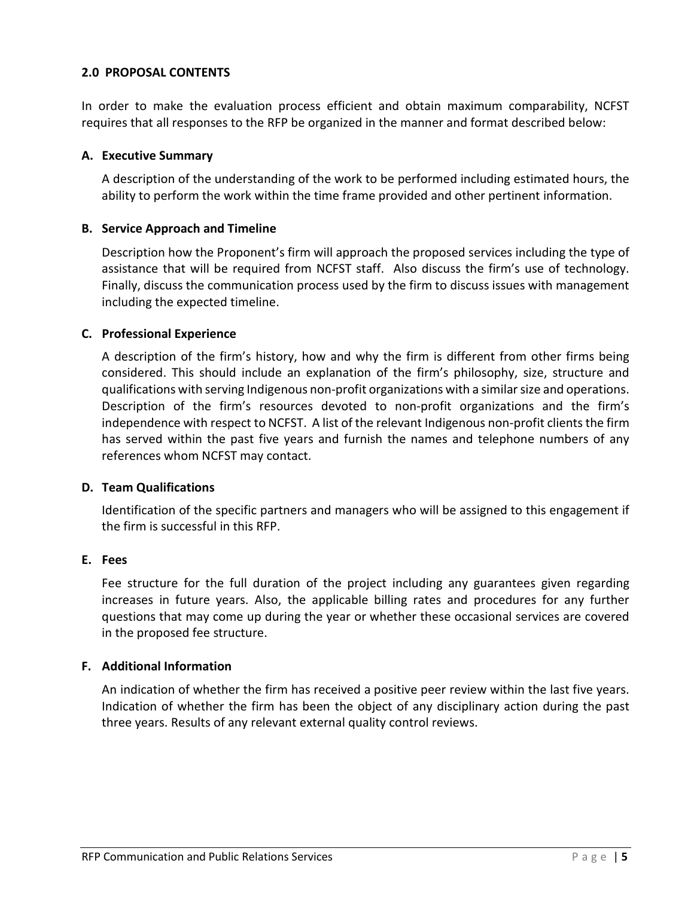## 2.0 PROPOSAL CONTENTS

In order to make the evaluation process efficient and obtain maximum comparability, NCFST requires that all responses to the RFP be organized in the manner and format described below:

### A. Executive Summary

A description of the understanding of the work to be performed including estimated hours, the ability to perform the work within the time frame provided and other pertinent information.

### B. Service Approach and Timeline

Description how the Proponent's firm will approach the proposed services including the type of assistance that will be required from NCFST staff. Also discuss the firm's use of technology. Finally, discuss the communication process used by the firm to discuss issues with management including the expected timeline.

### C. Professional Experience

A description of the firm's history, how and why the firm is different from other firms being considered. This should include an explanation of the firm's philosophy, size, structure and qualifications with serving Indigenous non-profit organizations with a similar size and operations. Description of the firm's resources devoted to non-profit organizations and the firm's independence with respect to NCFST. A list of the relevant Indigenous non-profit clients the firm has served within the past five years and furnish the names and telephone numbers of any references whom NCFST may contact.

### D. Team Qualifications

Identification of the specific partners and managers who will be assigned to this engagement if the firm is successful in this RFP.

### E. Fees

Fee structure for the full duration of the project including any guarantees given regarding increases in future years. Also, the applicable billing rates and procedures for any further questions that may come up during the year or whether these occasional services are covered in the proposed fee structure.

### F. Additional Information

An indication of whether the firm has received a positive peer review within the last five years. Indication of whether the firm has been the object of any disciplinary action during the past three years. Results of any relevant external quality control reviews.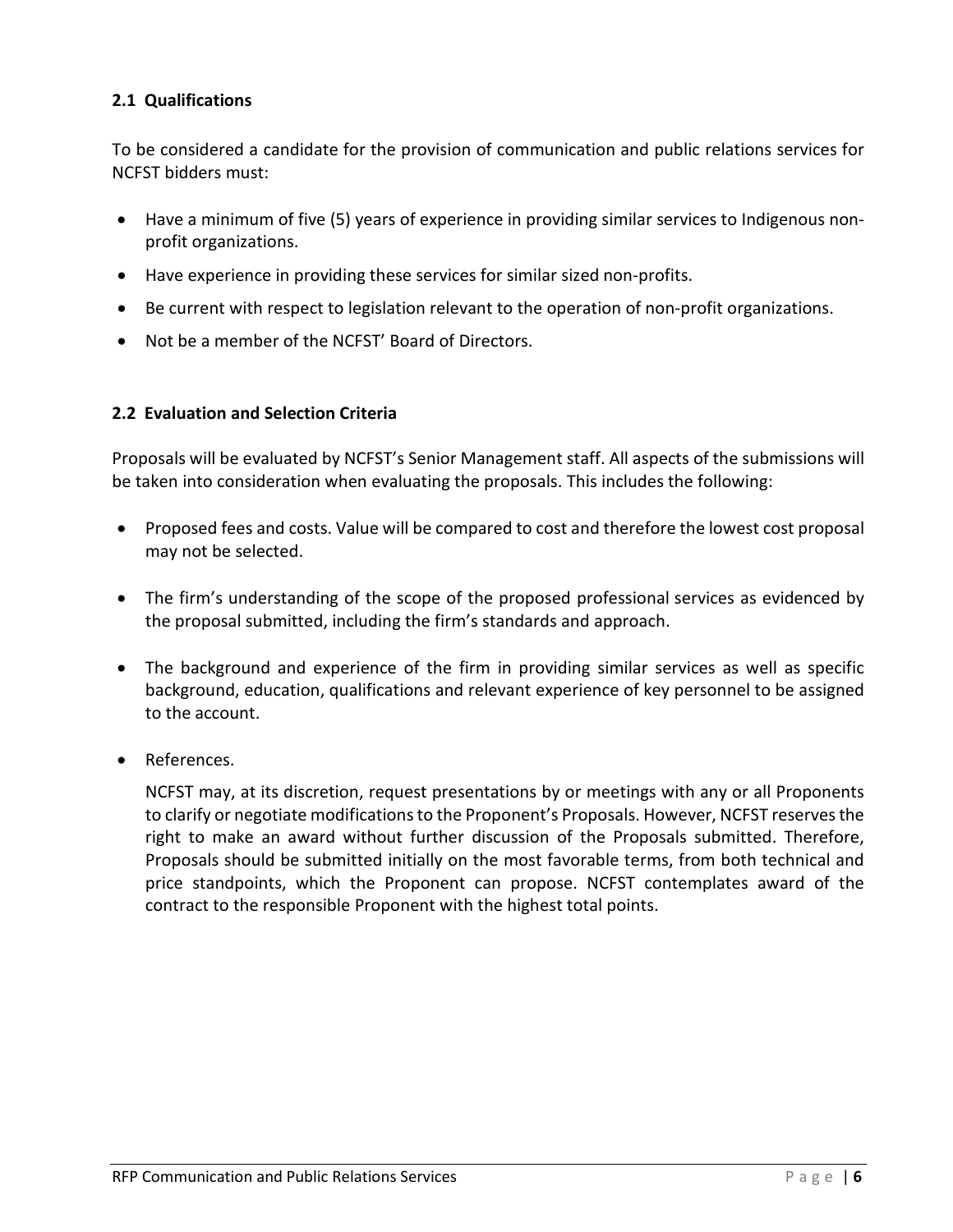### 2.1 Qualifications

To be considered a candidate for the provision of communication and public relations services for NCFST bidders must:

- Have a minimum of five (5) years of experience in providing similar services to Indigenous non-profit organizations.
- Have experience in providing these services for similar sized non-profits.
- Be current with respect to legislation relevant to the operation of non-profit organizations.
- Not be a member of the NCFST' Board of Directors.

### 2.2 Evaluation and Selection Criteria

Proposals will be evaluated by NCFST's Senior Management staff. All aspects of the submissions will be taken into consideration when evaluating the proposals. This includes the following:

- Proposed fees and costs. Value will be compared to cost and therefore the lowest cost proposal may not be selected.
- The firm's understanding of the scope of the proposed professional services as evidenced by the proposal submitted, including the firm's standards and approach.
- The background and experience of the firm in providing similar services as well as specific background, education, qualifications and relevant experience of key personnel to be assigned to the account.
- References.

  NCFST may, at its discretion, request presentations by or meetings with any or all Proponents to clarify or negotiate modifications to the Proponent's Proposals. However, NCFST reserves the right to make an award without further discussion of the Proposals submitted. Therefore, Proposals should be submitted initially on the most favorable terms, from both technical and price standpoints, which the Proponent can propose. NCFST contemplates award of the contract to the responsible Proponent with the highest total points.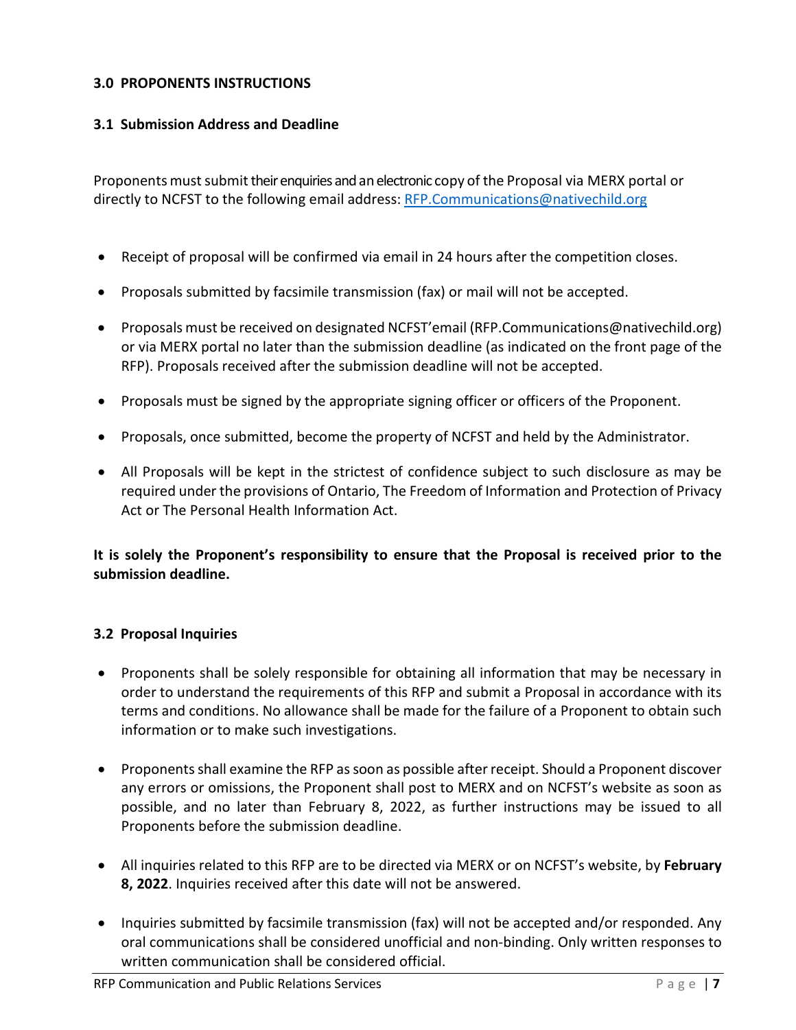### 3.0 PROPONENTS INSTRUCTIONS

### 3.1 Submission Address and Deadline

Proponents must submit their enquiries and an electronic copy of the Proposal via MERX portal or directly to NCFST to the following email address: [RFP.Communications@nativechild.org](mailto:RFP.Communications@nativechild.org)

- Receipt of proposal will be confirmed via email in 24 hours after the competition closes.
- Proposals submitted by facsimile transmission (fax) or mail will not be accepted.
- Proposals must be received on designated NCFST'email (RFP.Communications@nativechild.org) or via MERX portal no later than the submission deadline (as indicated on the front page of the RFP). Proposals received after the submission deadline will not be accepted.
- Proposals must be signed by the appropriate signing officer or officers of the Proponent.
- Proposals, once submitted, become the property of NCFST and held by the Administrator.
- All Proposals will be kept in the strictest of confidence subject to such disclosure as may be required under the provisions of Ontario, The Freedom of Information and Protection of Privacy Act or The Personal Health Information Act.

**It is solely the Proponent's responsibility to ensure that the Proposal is received prior to the submission deadline.**

### 3.2 Proposal Inquiries

- Proponents shall be solely responsible for obtaining all information that may be necessary in order to understand the requirements of this RFP and submit a Proposal in accordance with its terms and conditions. No allowance shall be made for the failure of a Proponent to obtain such information or to make such investigations.
- Proponents shall examine the RFP as soon as possible after receipt. Should a Proponent discover any errors or omissions, the Proponent shall post to MERX and on NCFST's website as soon as possible, and no later than February 8, 2022, as further instructions may be issued to all Proponents before the submission deadline.
- All inquiries related to this RFP are to be directed via MERX or on NCFST's website, by **February 8, 2022**. Inquiries received after this date will not be answered.
- Inquiries submitted by facsimile transmission (fax) will not be accepted and/or responded. Any oral communications shall be considered unofficial and non-binding. Only written responses to written communication shall be considered official.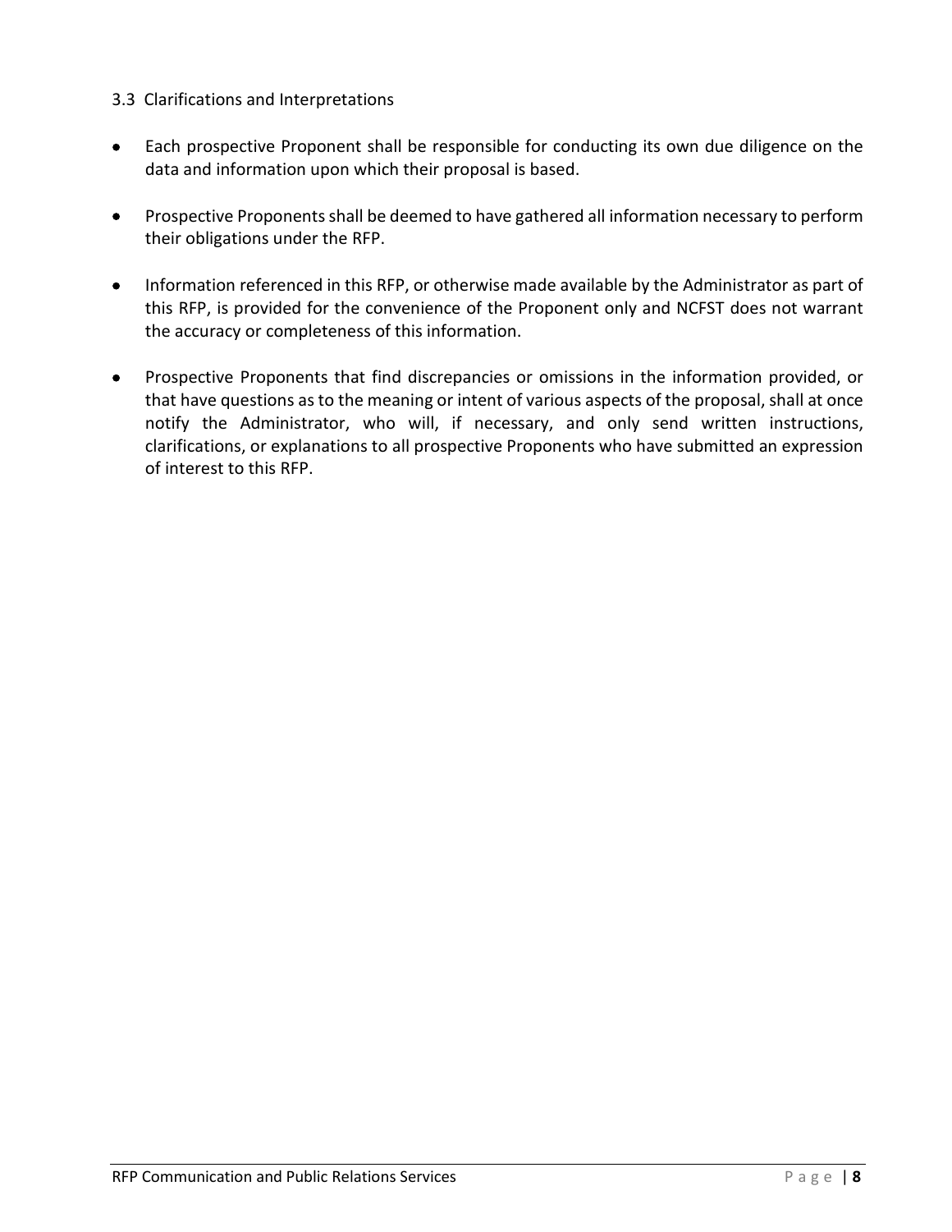### 3.3 Clarifications and Interpretations

- Each prospective Proponent shall be responsible for conducting its own due diligence on the data and information upon which their proposal is based.

- Prospective Proponents shall be deemed to have gathered all information necessary to perform their obligations under the RFP.

- Information referenced in this RFP, or otherwise made available by the Administrator as part of this RFP, is provided for the convenience of the Proponent only and NCFST does not warrant the accuracy or completeness of this information.

- Prospective Proponents that find discrepancies or omissions in the information provided, or that have questions as to the meaning or intent of various aspects of the proposal, shall at once notify the Administrator, who will, if necessary, and only send written instructions, clarifications, or explanations to all prospective Proponents who have submitted an expression of interest to this RFP.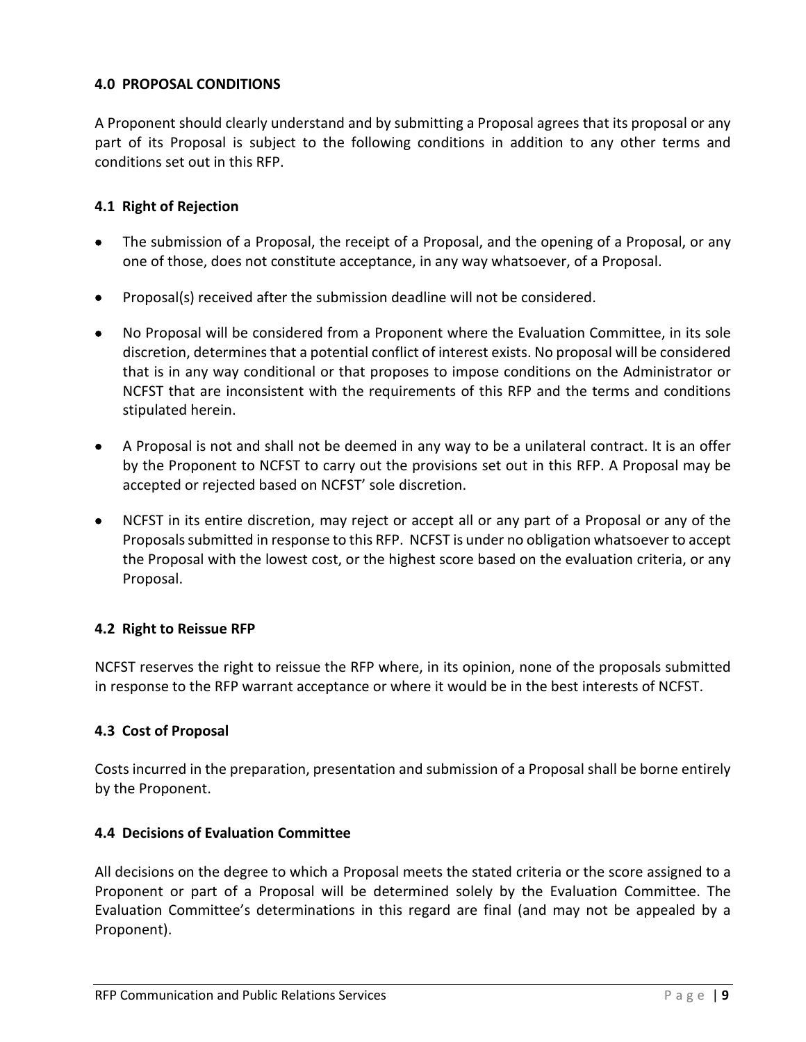## 4.0 PROPOSAL CONDITIONS

A Proponent should clearly understand and by submitting a Proposal agrees that its proposal or any part of its Proposal is subject to the following conditions in addition to any other terms and conditions set out in this RFP.

### 4.1 Right of Rejection

- The submission of a Proposal, the receipt of a Proposal, and the opening of a Proposal, or any one of those, does not constitute acceptance, in any way whatsoever, of a Proposal.
- Proposal(s) received after the submission deadline will not be considered.
- No Proposal will be considered from a Proponent where the Evaluation Committee, in its sole discretion, determines that a potential conflict of interest exists. No proposal will be considered that is in any way conditional or that proposes to impose conditions on the Administrator or NCFST that are inconsistent with the requirements of this RFP and the terms and conditions stipulated herein.
- A Proposal is not and shall not be deemed in any way to be a unilateral contract. It is an offer by the Proponent to NCFST to carry out the provisions set out in this RFP. A Proposal may be accepted or rejected based on NCFST' sole discretion.
- NCFST in its entire discretion, may reject or accept all or any part of a Proposal or any of the Proposals submitted in response to this RFP. NCFST is under no obligation whatsoever to accept the Proposal with the lowest cost, or the highest score based on the evaluation criteria, or any Proposal.

### 4.2 Right to Reissue RFP

NCFST reserves the right to reissue the RFP where, in its opinion, none of the proposals submitted in response to the RFP warrant acceptance or where it would be in the best interests of NCFST.

### 4.3 Cost of Proposal

Costs incurred in the preparation, presentation and submission of a Proposal shall be borne entirely by the Proponent.

### 4.4 Decisions of Evaluation Committee

All decisions on the degree to which a Proposal meets the stated criteria or the score assigned to a Proponent or part of a Proposal will be determined solely by the Evaluation Committee. The Evaluation Committee's determinations in this regard are final (and may not be appealed by a Proponent).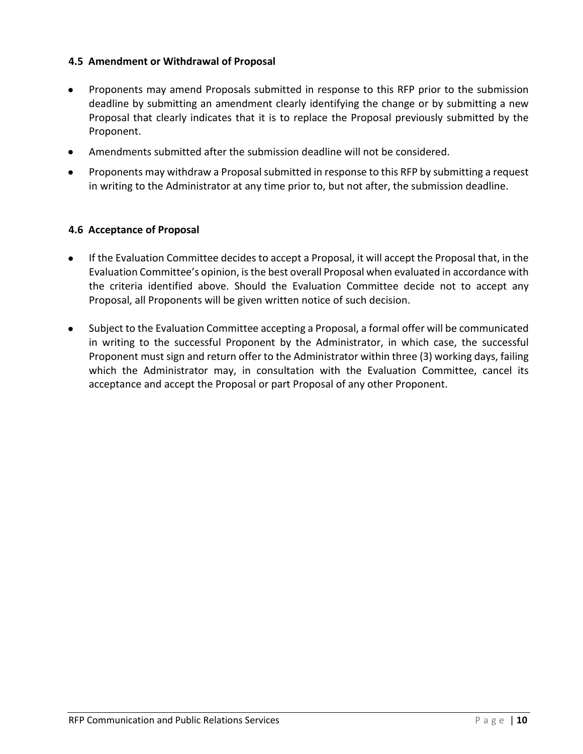### 4.5 Amendment or Withdrawal of Proposal

- Proponents may amend Proposals submitted in response to this RFP prior to the submission deadline by submitting an amendment clearly identifying the change or by submitting a new Proposal that clearly indicates that it is to replace the Proposal previously submitted by the Proponent.
- Amendments submitted after the submission deadline will not be considered.
- Proponents may withdraw a Proposal submitted in response to this RFP by submitting a request in writing to the Administrator at any time prior to, but not after, the submission deadline.

### 4.6 Acceptance of Proposal

- If the Evaluation Committee decides to accept a Proposal, it will accept the Proposal that, in the Evaluation Committee's opinion, is the best overall Proposal when evaluated in accordance with the criteria identified above. Should the Evaluation Committee decide not to accept any Proposal, all Proponents will be given written notice of such decision.
- Subject to the Evaluation Committee accepting a Proposal, a formal offer will be communicated in writing to the successful Proponent by the Administrator, in which case, the successful Proponent must sign and return offer to the Administrator within three (3) working days, failing which the Administrator may, in consultation with the Evaluation Committee, cancel its acceptance and accept the Proposal or part Proposal of any other Proponent.